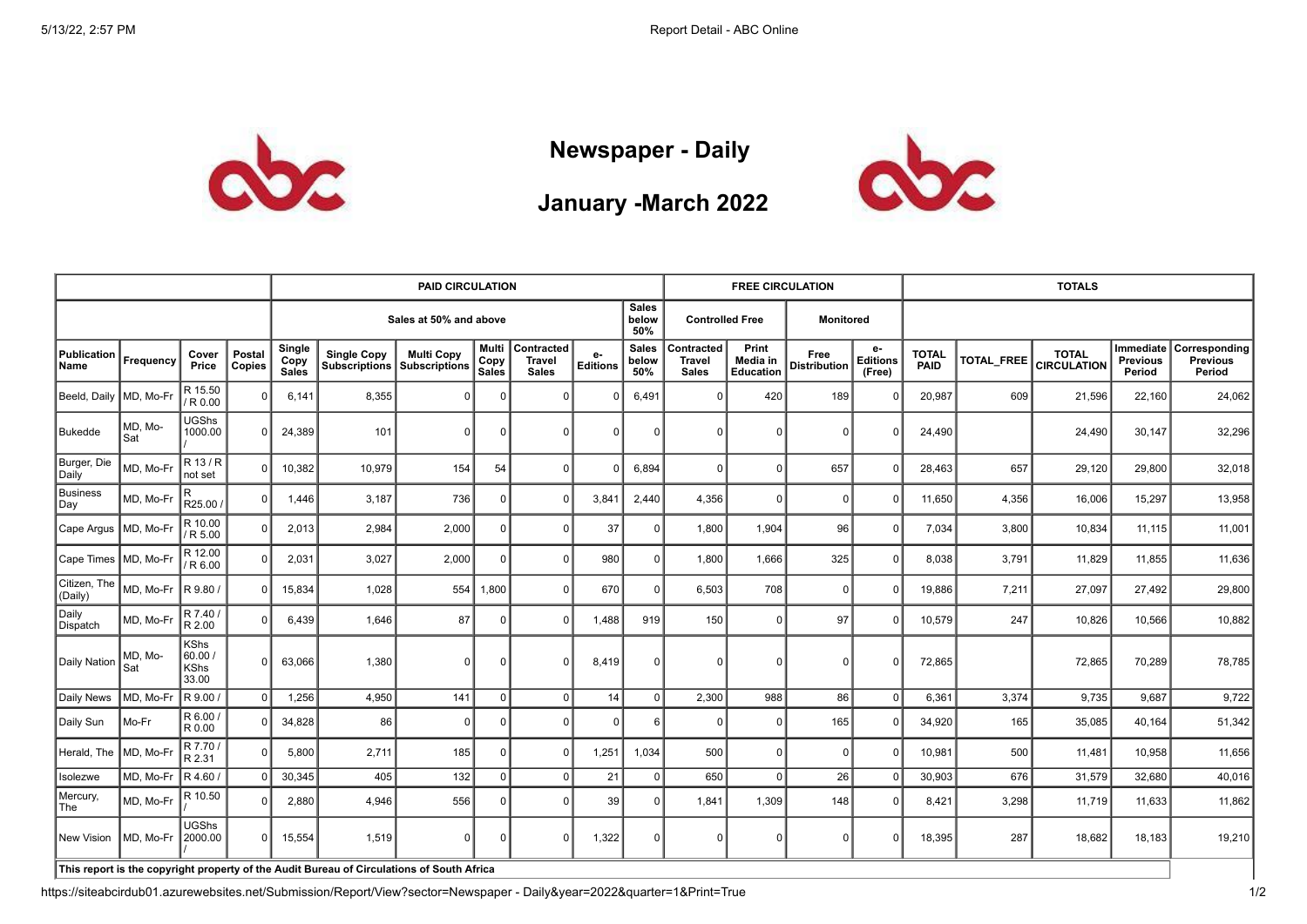# Newspaper - Daily

## January -March 2022

| | | | | PAID CIRCULATION | | | | | | | FREE CIRCULATION | | | | TOTALS | | | | |
|---|---|---|---|---|---|---|---|---|---|---|---|---|---|---|---|---|---|---|---|
| | | | | Sales at 50% and above | | | | | | Sales below 50% | Controlled Free | | Monitored | | | | | | |
| Publication Name | Frequency | Cover Price | Postal Copies | Single Copy Sales | Single Copy Subscriptions | Multi Copy Subscriptions | Multi Copy Sales | Contracted Travel Sales | e-Editions | Sales below 50% | Contracted Travel Sales | Print Media in Education | Free Distribution | e-Editions (Free) | TOTAL PAID | TOTAL_FREE | TOTAL CIRCULATION | Immediate Previous Period | Corresponding Previous Period |
| Beeld, Daily | MD, Mo-Fr | R 15.50 / R 0.00 | 0 | 6,141 | 8,355 | 0 | 0 | 0 | 0 | 6,491 | 0 | 420 | 189 | 0 | 20,987 | 609 | 21,596 | 22,160 | 24,062 |
| Bukedde | MD, Mo-Sat | UGShs 1000.00 / | 0 | 24,389 | 101 | 0 | 0 | 0 | 0 | 0 | 0 | 0 | 0 | 0 | 24,490 | | 24,490 | 30,147 | 32,296 |
| Burger, Die Daily | MD, Mo-Fr | R 13 / R not set | 0 | 10,382 | 10,979 | 154 | 54 | 0 | 0 | 6,894 | 0 | 0 | 657 | 0 | 28,463 | 657 | 29,120 | 29,800 | 32,018 |
| Business Day | MD, Mo-Fr | R R25.00 / | 0 | 1,446 | 3,187 | 736 | 0 | 0 | 3,841 | 2,440 | 4,356 | 0 | 0 | 0 | 11,650 | 4,356 | 16,006 | 15,297 | 13,958 |
| Cape Argus | MD, Mo-Fr | R 10.00 / R 5.00 | 0 | 2,013 | 2,984 | 2,000 | 0 | 0 | 37 | 0 | 1,800 | 1,904 | 96 | 0 | 7,034 | 3,800 | 10,834 | 11,115 | 11,001 |
| Cape Times | MD, Mo-Fr | R 12.00 / R 6.00 | 0 | 2,031 | 3,027 | 2,000 | 0 | 0 | 980 | 0 | 1,800 | 1,666 | 325 | 0 | 8,038 | 3,791 | 11,829 | 11,855 | 11,636 |
| Citizen, The (Daily) | MD, Mo-Fr | R 9.80 / | 0 | 15,834 | 1,028 | 554 | 1,800 | 0 | 670 | 0 | 6,503 | 708 | 0 | 0 | 19,886 | 7,211 | 27,097 | 27,492 | 29,800 |
| Daily Dispatch | MD, Mo-Fr | R 7.40 / R 2.00 | 0 | 6,439 | 1,646 | 87 | 0 | 0 | 1,488 | 919 | 150 | 0 | 97 | 0 | 10,579 | 247 | 10,826 | 10,566 | 10,882 |
| Daily Nation | MD, Mo-Sat | KShs 60.00 / KShs 33.00 | 0 | 63,066 | 1,380 | 0 | 0 | 0 | 8,419 | 0 | 0 | 0 | 0 | 0 | 72,865 | | 72,865 | 70,289 | 78,785 |
| Daily News | MD, Mo-Fr | R 9.00 / | 0 | 1,256 | 4,950 | 141 | 0 | 0 | 14 | 0 | 2,300 | 988 | 86 | 0 | 6,361 | 3,374 | 9,735 | 9,687 | 9,722 |
| Daily Sun | Mo-Fr | R 6.00 / R 0.00 | 0 | 34,828 | 86 | 0 | 0 | 0 | 0 | 6 | 0 | 0 | 165 | 0 | 34,920 | 165 | 35,085 | 40,164 | 51,342 |
| Herald, The | MD, Mo-Fr | R 7.70 / R 2.31 | 0 | 5,800 | 2,711 | 185 | 0 | 0 | 1,251 | 1,034 | 500 | 0 | 0 | 0 | 10,981 | 500 | 11,481 | 10,958 | 11,656 |
| Isolezwe | MD, Mo-Fr | R 4.60 / | 0 | 30,345 | 405 | 132 | 0 | 0 | 21 | 0 | 650 | 0 | 26 | 0 | 30,903 | 676 | 31,579 | 32,680 | 40,016 |
| Mercury, The | MD, Mo-Fr | R 10.50 / | 0 | 2,880 | 4,946 | 556 | 0 | 0 | 39 | 0 | 1,841 | 1,309 | 148 | 0 | 8,421 | 3,298 | 11,719 | 11,633 | 11,862 |
| New Vision | MD, Mo-Fr | UGShs 2000.00 / | 0 | 15,554 | 1,519 | 0 | 0 | 0 | 1,322 | 0 | 0 | 0 | 0 | 0 | 18,395 | 287 | 18,682 | 18,183 | 19,210 |

**This report is the copyright property of the Audit Bureau of Circulations of South Africa**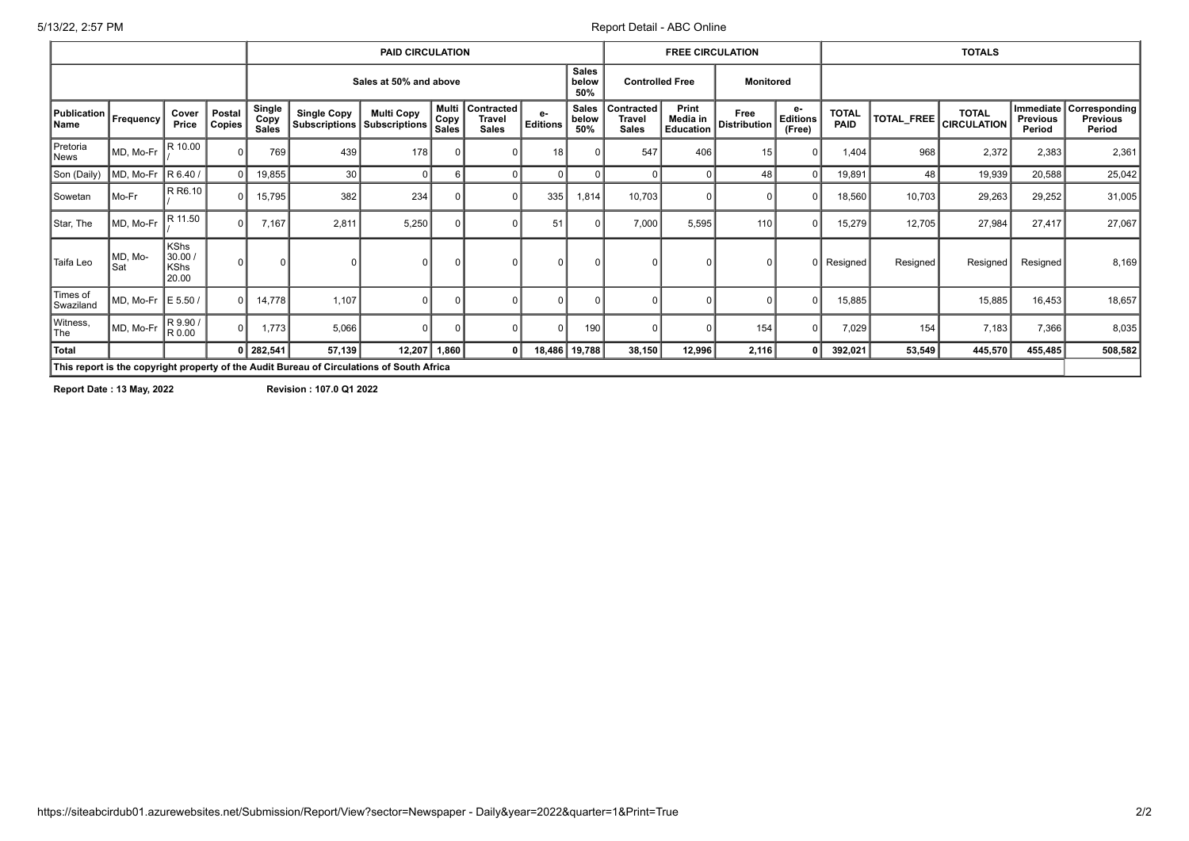| | | | | PAID CIRCULATION | | | | | | | FREE CIRCULATION | | | | TOTALS | | | | |
|---|---|---|---|---|---|---|---|---|---|---|---|---|---|---|---|---|---|---|---|
| | | | | Sales at 50% and above | | | | | | Sales below 50% | Controlled Free | | Monitored | | | | | | |
| Publication Name | Frequency | Cover Price | Postal Copies | Single Copy Sales | Single Copy Subscriptions | Multi Copy Subscriptions | Multi Copy Sales | Contracted Travel Sales | e-Editions | Sales below 50% | Contracted Travel Sales | Print Media in Education | Free Distribution | e-Editions (Free) | TOTAL PAID | TOTAL_FREE | TOTAL CIRCULATION | Immediate Previous Period | Corresponding Previous Period |
| Pretoria News | MD, Mo-Fr | R 10.00 / | 0 | 769 | 439 | 178 | 0 | 0 | 18 | 0 | 547 | 406 | 15 | 0 | 1,404 | 968 | 2,372 | 2,383 | 2,361 |
| Son (Daily) | MD, Mo-Fr | R 6.40 / | 0 | 19,855 | 30 | 0 | 6 | 0 | 0 | 0 | 0 | 0 | 48 | 0 | 19,891 | 48 | 19,939 | 20,588 | 25,042 |
| Sowetan | Mo-Fr | R R6.10 / | 0 | 15,795 | 382 | 234 | 0 | 0 | 335 | 1,814 | 10,703 | 0 | 0 | 0 | 18,560 | 10,703 | 29,263 | 29,252 | 31,005 |
| Star, The | MD, Mo-Fr | R 11.50 / | 0 | 7,167 | 2,811 | 5,250 | 0 | 0 | 51 | 0 | 7,000 | 5,595 | 110 | 0 | 15,279 | 12,705 | 27,984 | 27,417 | 27,067 |
| Taifa Leo | MD, Mo-Sat | KShs 30.00 / KShs 20.00 | 0 | 0 | 0 | 0 | 0 | 0 | 0 | 0 | 0 | 0 | 0 | 0 | Resigned | Resigned | Resigned | Resigned | 8,169 |
| Times of Swaziland | MD, Mo-Fr | E 5.50 / | 0 | 14,778 | 1,107 | 0 | 0 | 0 | 0 | 0 | 0 | 0 | 0 | 0 | 15,885 | | 15,885 | 16,453 | 18,657 |
| Witness, The | MD, Mo-Fr | R 9.90 / R 0.00 | 0 | 1,773 | 5,066 | 0 | 0 | 0 | 0 | 190 | 0 | 0 | 154 | 0 | 7,029 | 154 | 7,183 | 7,366 | 8,035 |
| **Total** | | | **0** | **282,541** | **57,139** | **12,207** | **1,860** | **0** | **18,486** | **19,788** | **38,150** | **12,996** | **2,116** | **0** | **392,021** | **53,549** | **445,570** | **455,485** | **508,582** |

**This report is the copyright property of the Audit Bureau of Circulations of South Africa**

**Report Date : 13 May, 2022** **Revision : 107.0 Q1 2022**